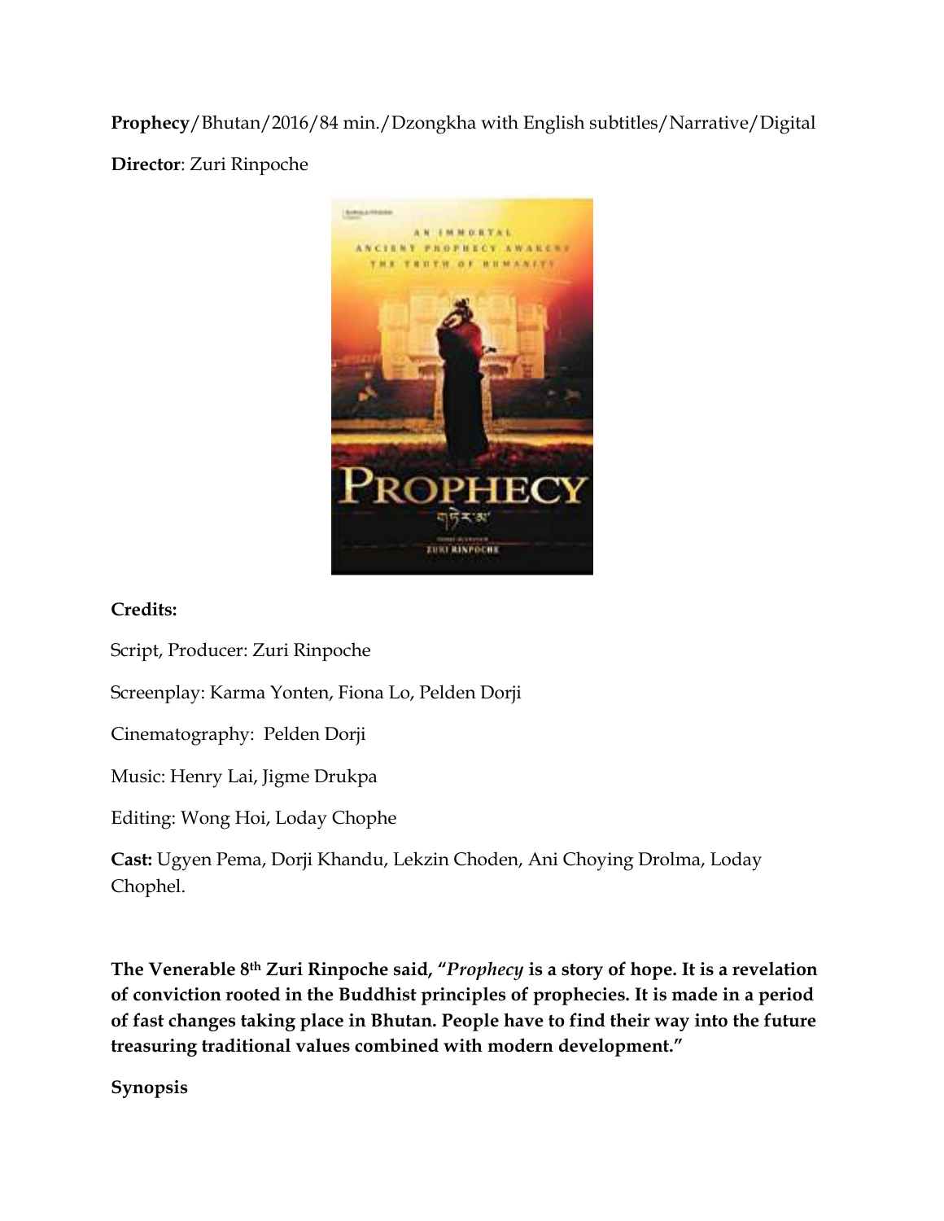**Prophecy**/Bhutan/2016/84 min./Dzongkha with English subtitles/Narrative/Digital

**Director**: Zuri Rinpoche

**Credits:**

Script, Producer: Zuri Rinpoche

Screenplay: Karma Yonten, Fiona Lo, Pelden Dorji

Cinematography: Pelden Dorji

Music: Henry Lai, Jigme Drukpa

Editing: Wong Hoi, Loday Chophe

**Cast:** Ugyen Pema, Dorji Khandu, Lekzin Choden, Ani Choying Drolma, Loday Chophel.

**The Venerable 8th Zuri Rinpoche said, "*Prophecy* is a story of hope. It is a revelation of conviction rooted in the Buddhist principles of prophecies. It is made in a period of fast changes taking place in Bhutan. People have to find their way into the future treasuring traditional values combined with modern development."**

**Synopsis**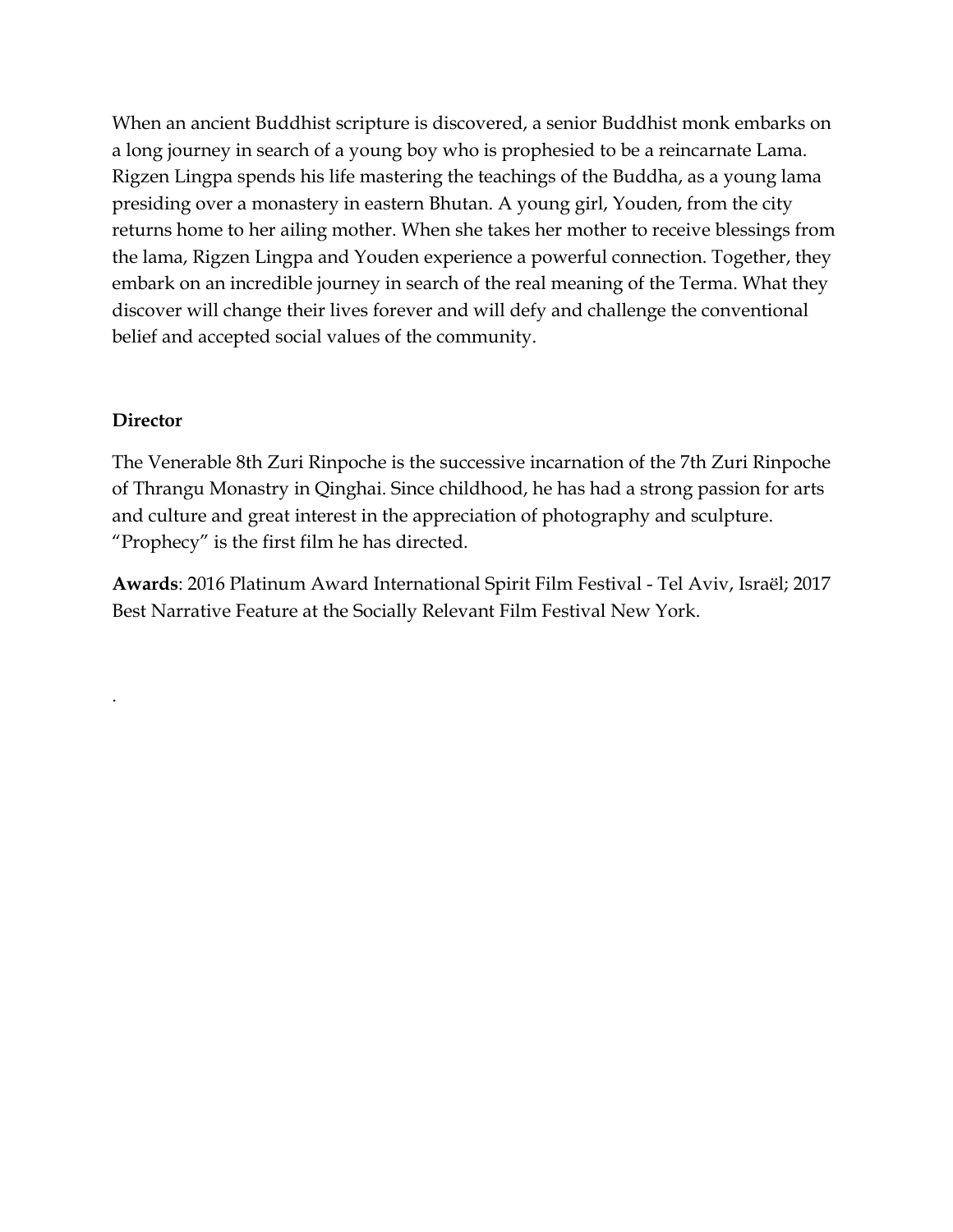When an ancient Buddhist scripture is discovered, a senior Buddhist monk embarks on a long journey in search of a young boy who is prophesied to be a reincarnate Lama. Rigzen Lingpa spends his life mastering the teachings of the Buddha, as a young lama presiding over a monastery in eastern Bhutan. A young girl, Youden, from the city returns home to her ailing mother. When she takes her mother to receive blessings from the lama, Rigzen Lingpa and Youden experience a powerful connection. Together, they embark on an incredible journey in search of the real meaning of the Terma. What they discover will change their lives forever and will defy and challenge the conventional belief and accepted social values of the community.

**Director**

The Venerable 8th Zuri Rinpoche is the successive incarnation of the 7th Zuri Rinpoche of Thrangu Monastry in Qinghai. Since childhood, he has had a strong passion for arts and culture and great interest in the appreciation of photography and sculpture. "Prophecy" is the first film he has directed.

**Awards**: 2016 Platinum Award International Spirit Film Festival - Tel Aviv, Israël; 2017 Best Narrative Feature at the Socially Relevant Film Festival New York.

.